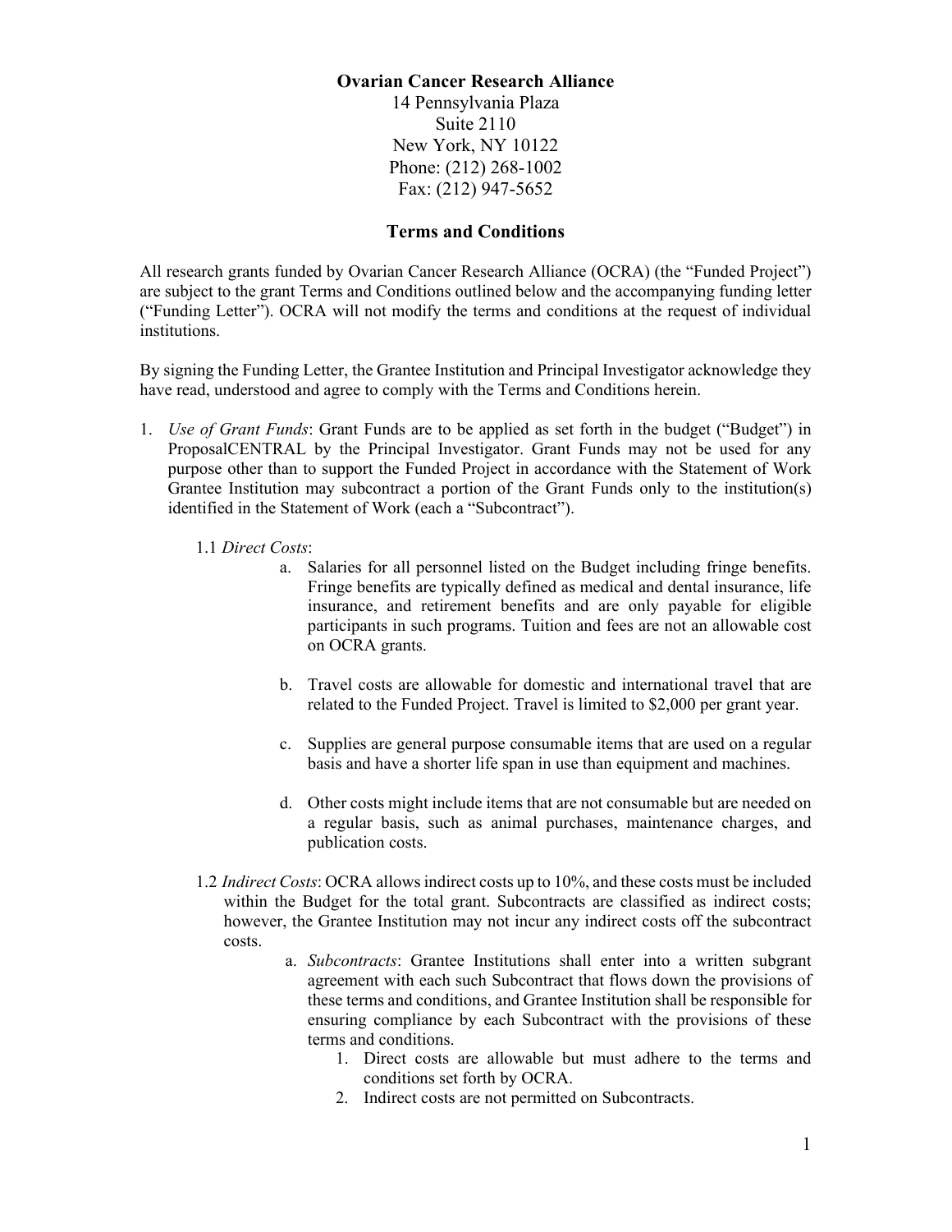**Ovarian Cancer Research Alliance**
14 Pennsylvania Plaza
Suite 2110
New York, NY 10122
Phone: (212) 268-1002
Fax: (212) 947-5652

## Terms and Conditions

All research grants funded by Ovarian Cancer Research Alliance (OCRA) (the "Funded Project") are subject to the grant Terms and Conditions outlined below and the accompanying funding letter ("Funding Letter"). OCRA will not modify the terms and conditions at the request of individual institutions.

By signing the Funding Letter, the Grantee Institution and Principal Investigator acknowledge they have read, understood and agree to comply with the Terms and Conditions herein.

1. *Use of Grant Funds*: Grant Funds are to be applied as set forth in the budget ("Budget") in ProposalCENTRAL by the Principal Investigator. Grant Funds may not be used for any purpose other than to support the Funded Project in accordance with the Statement of Work Grantee Institution may subcontract a portion of the Grant Funds only to the institution(s) identified in the Statement of Work (each a "Subcontract").

   1.1 *Direct Costs*:

   a. Salaries for all personnel listed on the Budget including fringe benefits. Fringe benefits are typically defined as medical and dental insurance, life insurance, and retirement benefits and are only payable for eligible participants in such programs. Tuition and fees are not an allowable cost on OCRA grants.

   b. Travel costs are allowable for domestic and international travel that are related to the Funded Project. Travel is limited to $2,000 per grant year.

   c. Supplies are general purpose consumable items that are used on a regular basis and have a shorter life span in use than equipment and machines.

   d. Other costs might include items that are not consumable but are needed on a regular basis, such as animal purchases, maintenance charges, and publication costs.

   1.2 *Indirect Costs*: OCRA allows indirect costs up to 10%, and these costs must be included within the Budget for the total grant. Subcontracts are classified as indirect costs; however, the Grantee Institution may not incur any indirect costs off the subcontract costs.

   a. *Subcontracts*: Grantee Institutions shall enter into a written subgrant agreement with each such Subcontract that flows down the provisions of these terms and conditions, and Grantee Institution shall be responsible for ensuring compliance by each Subcontract with the provisions of these terms and conditions.

      1. Direct costs are allowable but must adhere to the terms and conditions set forth by OCRA.
      2. Indirect costs are not permitted on Subcontracts.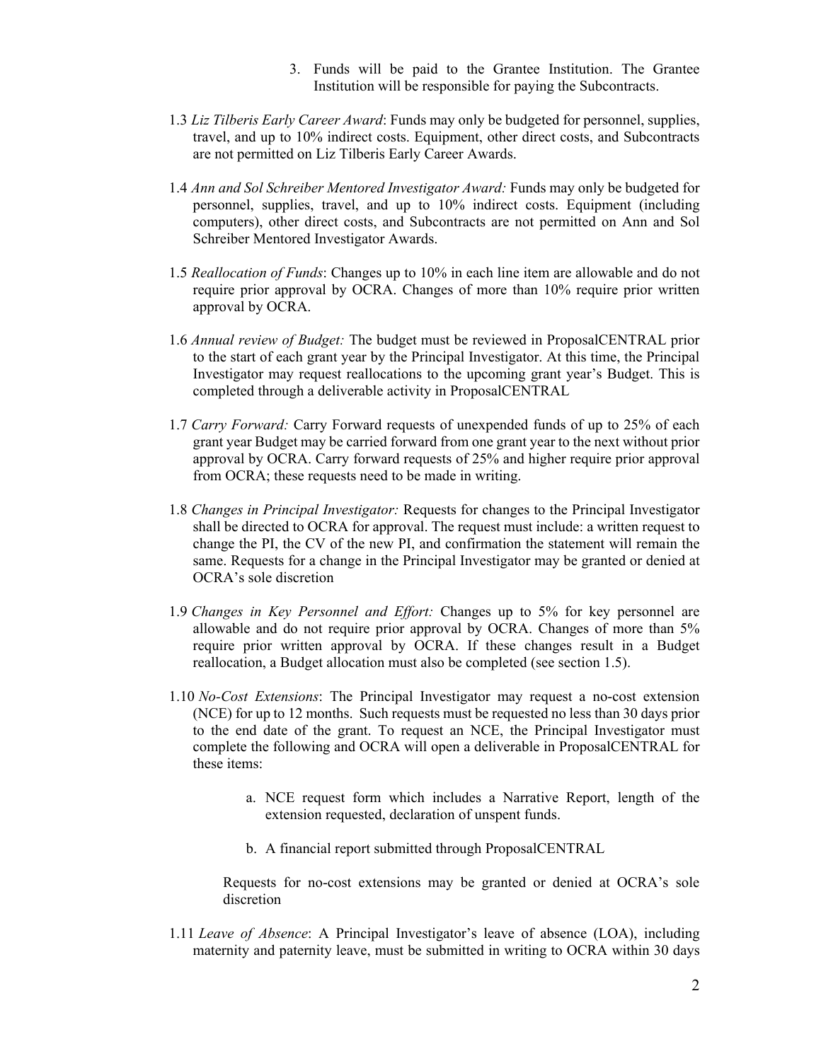3. Funds will be paid to the Grantee Institution. The Grantee Institution will be responsible for paying the Subcontracts.

1.3 *Liz Tilberis Early Career Award*: Funds may only be budgeted for personnel, supplies, travel, and up to 10% indirect costs. Equipment, other direct costs, and Subcontracts are not permitted on Liz Tilberis Early Career Awards.

1.4 *Ann and Sol Schreiber Mentored Investigator Award:* Funds may only be budgeted for personnel, supplies, travel, and up to 10% indirect costs. Equipment (including computers), other direct costs, and Subcontracts are not permitted on Ann and Sol Schreiber Mentored Investigator Awards.

1.5 *Reallocation of Funds*: Changes up to 10% in each line item are allowable and do not require prior approval by OCRA. Changes of more than 10% require prior written approval by OCRA.

1.6 *Annual review of Budget:* The budget must be reviewed in ProposalCENTRAL prior to the start of each grant year by the Principal Investigator. At this time, the Principal Investigator may request reallocations to the upcoming grant year's Budget. This is completed through a deliverable activity in ProposalCENTRAL

1.7 *Carry Forward:* Carry Forward requests of unexpended funds of up to 25% of each grant year Budget may be carried forward from one grant year to the next without prior approval by OCRA. Carry forward requests of 25% and higher require prior approval from OCRA; these requests need to be made in writing.

1.8 *Changes in Principal Investigator:* Requests for changes to the Principal Investigator shall be directed to OCRA for approval. The request must include: a written request to change the PI, the CV of the new PI, and confirmation the statement will remain the same. Requests for a change in the Principal Investigator may be granted or denied at OCRA's sole discretion

1.9 *Changes in Key Personnel and Effort:* Changes up to 5% for key personnel are allowable and do not require prior approval by OCRA. Changes of more than 5% require prior written approval by OCRA. If these changes result in a Budget reallocation, a Budget allocation must also be completed (see section 1.5).

1.10 *No-Cost Extensions*: The Principal Investigator may request a no-cost extension (NCE) for up to 12 months. Such requests must be requested no less than 30 days prior to the end date of the grant. To request an NCE, the Principal Investigator must complete the following and OCRA will open a deliverable in ProposalCENTRAL for these items:

a. NCE request form which includes a Narrative Report, length of the extension requested, declaration of unspent funds.

b. A financial report submitted through ProposalCENTRAL

Requests for no-cost extensions may be granted or denied at OCRA's sole discretion

1.11 *Leave of Absence*: A Principal Investigator's leave of absence (LOA), including maternity and paternity leave, must be submitted in writing to OCRA within 30 days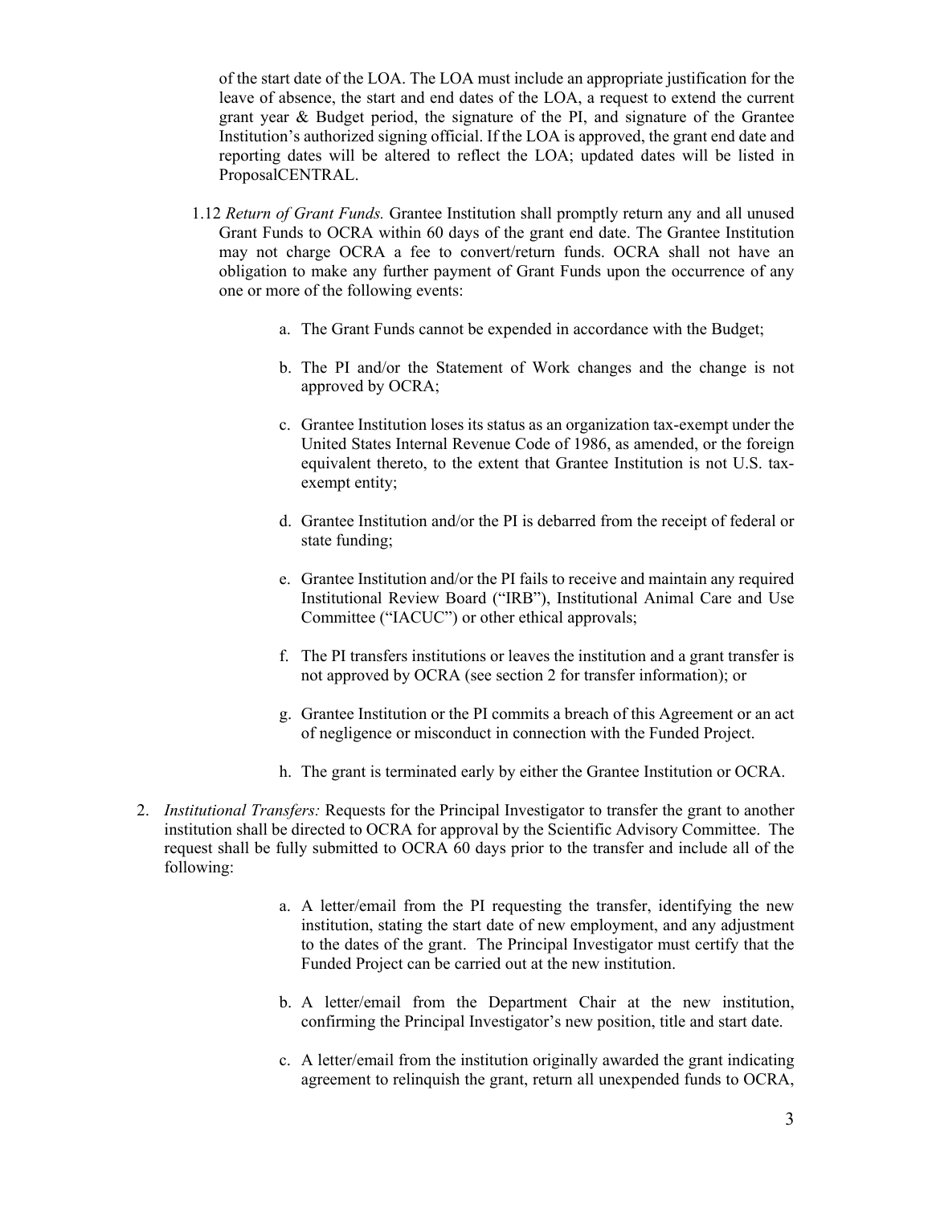of the start date of the LOA. The LOA must include an appropriate justification for the leave of absence, the start and end dates of the LOA, a request to extend the current grant year & Budget period, the signature of the PI, and signature of the Grantee Institution's authorized signing official. If the LOA is approved, the grant end date and reporting dates will be altered to reflect the LOA; updated dates will be listed in ProposalCENTRAL.

1.12 *Return of Grant Funds.* Grantee Institution shall promptly return any and all unused Grant Funds to OCRA within 60 days of the grant end date. The Grantee Institution may not charge OCRA a fee to convert/return funds. OCRA shall not have an obligation to make any further payment of Grant Funds upon the occurrence of any one or more of the following events:

a. The Grant Funds cannot be expended in accordance with the Budget;

b. The PI and/or the Statement of Work changes and the change is not approved by OCRA;

c. Grantee Institution loses its status as an organization tax-exempt under the United States Internal Revenue Code of 1986, as amended, or the foreign equivalent thereto, to the extent that Grantee Institution is not U.S. tax-exempt entity;

d. Grantee Institution and/or the PI is debarred from the receipt of federal or state funding;

e. Grantee Institution and/or the PI fails to receive and maintain any required Institutional Review Board ("IRB"), Institutional Animal Care and Use Committee ("IACUC") or other ethical approvals;

f. The PI transfers institutions or leaves the institution and a grant transfer is not approved by OCRA (see section 2 for transfer information); or

g. Grantee Institution or the PI commits a breach of this Agreement or an act of negligence or misconduct in connection with the Funded Project.

h. The grant is terminated early by either the Grantee Institution or OCRA.

2. *Institutional Transfers:* Requests for the Principal Investigator to transfer the grant to another institution shall be directed to OCRA for approval by the Scientific Advisory Committee. The request shall be fully submitted to OCRA 60 days prior to the transfer and include all of the following:

a. A letter/email from the PI requesting the transfer, identifying the new institution, stating the start date of new employment, and any adjustment to the dates of the grant. The Principal Investigator must certify that the Funded Project can be carried out at the new institution.

b. A letter/email from the Department Chair at the new institution, confirming the Principal Investigator's new position, title and start date.

c. A letter/email from the institution originally awarded the grant indicating agreement to relinquish the grant, return all unexpended funds to OCRA,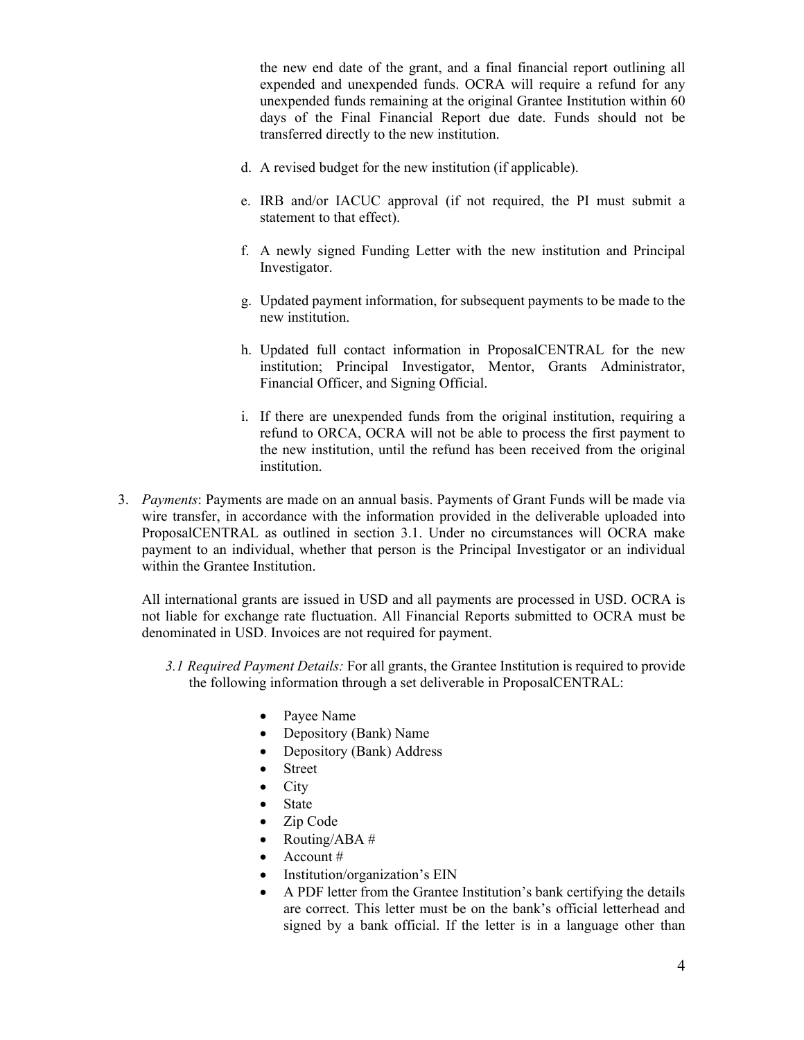the new end date of the grant, and a final financial report outlining all expended and unexpended funds. OCRA will require a refund for any unexpended funds remaining at the original Grantee Institution within 60 days of the Final Financial Report due date. Funds should not be transferred directly to the new institution.

d. A revised budget for the new institution (if applicable).

e. IRB and/or IACUC approval (if not required, the PI must submit a statement to that effect).

f. A newly signed Funding Letter with the new institution and Principal Investigator.

g. Updated payment information, for subsequent payments to be made to the new institution.

h. Updated full contact information in ProposalCENTRAL for the new institution; Principal Investigator, Mentor, Grants Administrator, Financial Officer, and Signing Official.

i. If there are unexpended funds from the original institution, requiring a refund to ORCA, OCRA will not be able to process the first payment to the new institution, until the refund has been received from the original institution.

3. *Payments*: Payments are made on an annual basis. Payments of Grant Funds will be made via wire transfer, in accordance with the information provided in the deliverable uploaded into ProposalCENTRAL as outlined in section 3.1. Under no circumstances will OCRA make payment to an individual, whether that person is the Principal Investigator or an individual within the Grantee Institution.

   All international grants are issued in USD and all payments are processed in USD. OCRA is not liable for exchange rate fluctuation. All Financial Reports submitted to OCRA must be denominated in USD. Invoices are not required for payment.

   *3.1 Required Payment Details:* For all grants, the Grantee Institution is required to provide the following information through a set deliverable in ProposalCENTRAL:

   - Payee Name
   - Depository (Bank) Name
   - Depository (Bank) Address
   - Street
   - City
   - State
   - Zip Code
   - Routing/ABA #
   - Account #
   - Institution/organization's EIN
   - A PDF letter from the Grantee Institution's bank certifying the details are correct. This letter must be on the bank's official letterhead and signed by a bank official. If the letter is in a language other than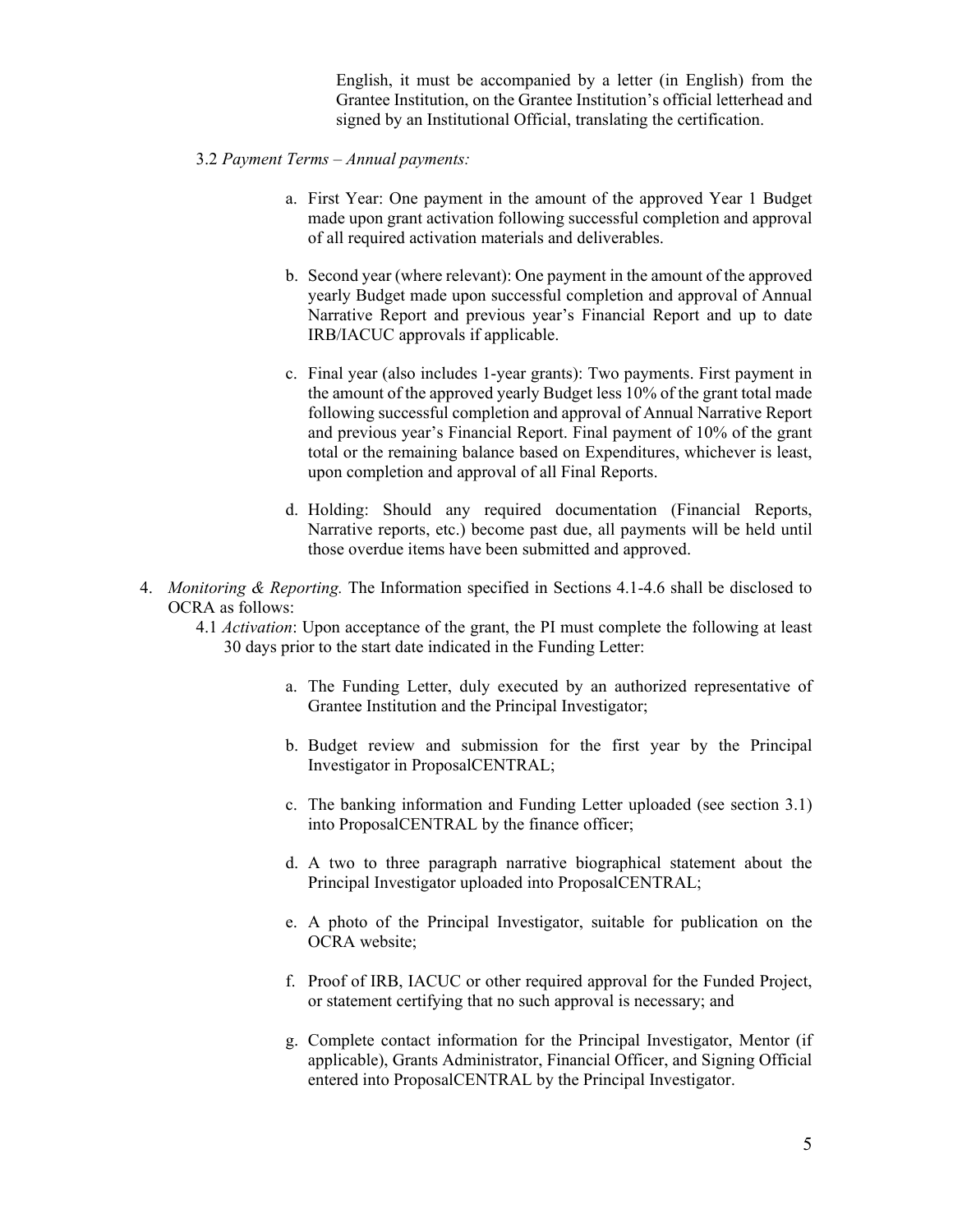English, it must be accompanied by a letter (in English) from the Grantee Institution, on the Grantee Institution's official letterhead and signed by an Institutional Official, translating the certification.

3.2 *Payment Terms – Annual payments:*

a. First Year: One payment in the amount of the approved Year 1 Budget made upon grant activation following successful completion and approval of all required activation materials and deliverables.

b. Second year (where relevant): One payment in the amount of the approved yearly Budget made upon successful completion and approval of Annual Narrative Report and previous year's Financial Report and up to date IRB/IACUC approvals if applicable.

c. Final year (also includes 1-year grants): Two payments. First payment in the amount of the approved yearly Budget less 10% of the grant total made following successful completion and approval of Annual Narrative Report and previous year's Financial Report. Final payment of 10% of the grant total or the remaining balance based on Expenditures, whichever is least, upon completion and approval of all Final Reports.

d. Holding: Should any required documentation (Financial Reports, Narrative reports, etc.) become past due, all payments will be held until those overdue items have been submitted and approved.

4. *Monitoring & Reporting.* The Information specified in Sections 4.1-4.6 shall be disclosed to OCRA as follows:

4.1 *Activation*: Upon acceptance of the grant, the PI must complete the following at least 30 days prior to the start date indicated in the Funding Letter:

a. The Funding Letter, duly executed by an authorized representative of Grantee Institution and the Principal Investigator;

b. Budget review and submission for the first year by the Principal Investigator in ProposalCENTRAL;

c. The banking information and Funding Letter uploaded (see section 3.1) into ProposalCENTRAL by the finance officer;

d. A two to three paragraph narrative biographical statement about the Principal Investigator uploaded into ProposalCENTRAL;

e. A photo of the Principal Investigator, suitable for publication on the OCRA website;

f. Proof of IRB, IACUC or other required approval for the Funded Project, or statement certifying that no such approval is necessary; and

g. Complete contact information for the Principal Investigator, Mentor (if applicable), Grants Administrator, Financial Officer, and Signing Official entered into ProposalCENTRAL by the Principal Investigator.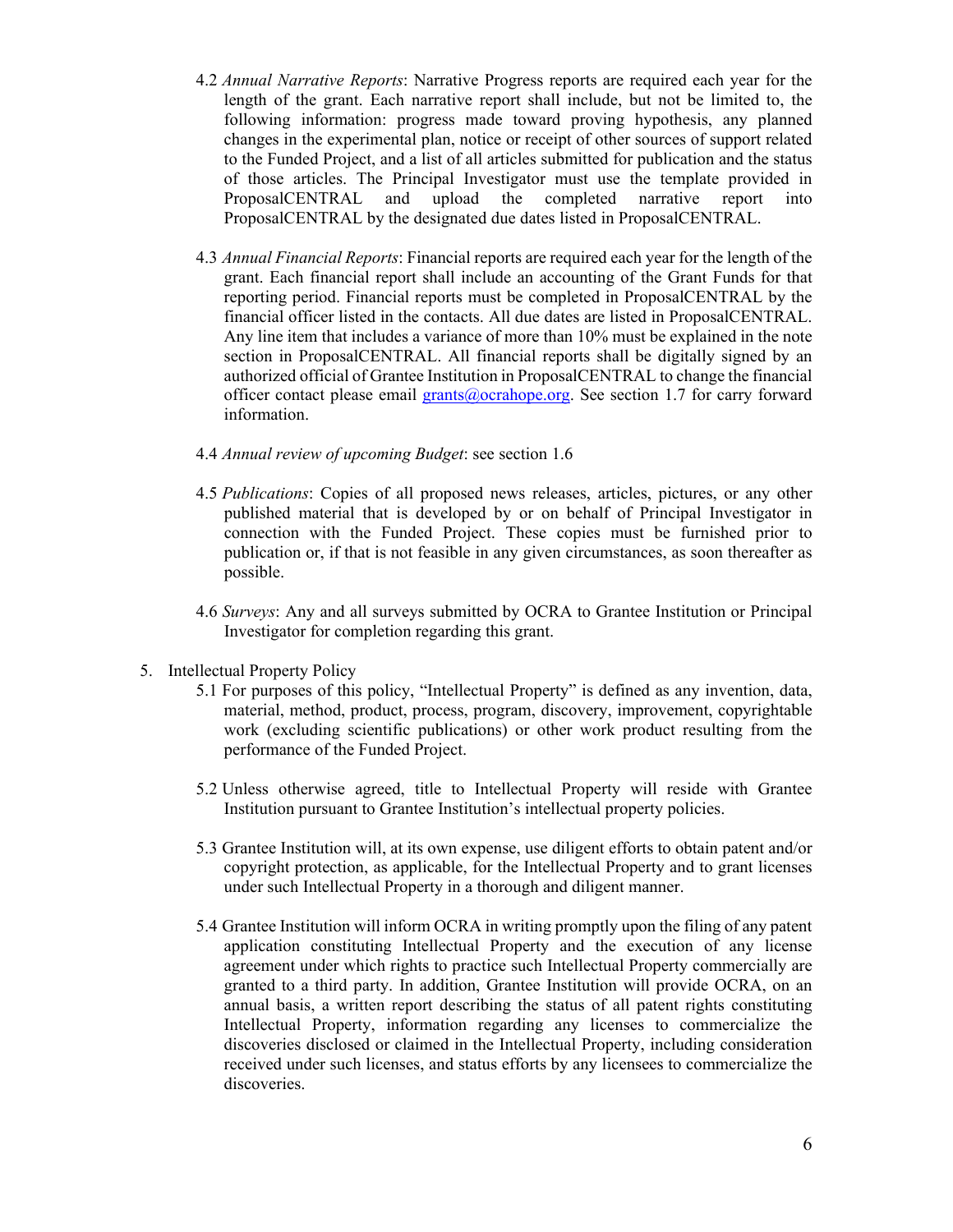4.2 *Annual Narrative Reports*: Narrative Progress reports are required each year for the length of the grant. Each narrative report shall include, but not be limited to, the following information: progress made toward proving hypothesis, any planned changes in the experimental plan, notice or receipt of other sources of support related to the Funded Project, and a list of all articles submitted for publication and the status of those articles. The Principal Investigator must use the template provided in ProposalCENTRAL and upload the completed narrative report into ProposalCENTRAL by the designated due dates listed in ProposalCENTRAL.

4.3 *Annual Financial Reports*: Financial reports are required each year for the length of the grant. Each financial report shall include an accounting of the Grant Funds for that reporting period. Financial reports must be completed in ProposalCENTRAL by the financial officer listed in the contacts. All due dates are listed in ProposalCENTRAL. Any line item that includes a variance of more than 10% must be explained in the note section in ProposalCENTRAL. All financial reports shall be digitally signed by an authorized official of Grantee Institution in ProposalCENTRAL to change the financial officer contact please email grants@ocrahope.org. See section 1.7 for carry forward information.

4.4 *Annual review of upcoming Budget*: see section 1.6

4.5 *Publications*: Copies of all proposed news releases, articles, pictures, or any other published material that is developed by or on behalf of Principal Investigator in connection with the Funded Project. These copies must be furnished prior to publication or, if that is not feasible in any given circumstances, as soon thereafter as possible.

4.6 *Surveys*: Any and all surveys submitted by OCRA to Grantee Institution or Principal Investigator for completion regarding this grant.

5. Intellectual Property Policy

5.1 For purposes of this policy, "Intellectual Property" is defined as any invention, data, material, method, product, process, program, discovery, improvement, copyrightable work (excluding scientific publications) or other work product resulting from the performance of the Funded Project.

5.2 Unless otherwise agreed, title to Intellectual Property will reside with Grantee Institution pursuant to Grantee Institution's intellectual property policies.

5.3 Grantee Institution will, at its own expense, use diligent efforts to obtain patent and/or copyright protection, as applicable, for the Intellectual Property and to grant licenses under such Intellectual Property in a thorough and diligent manner.

5.4 Grantee Institution will inform OCRA in writing promptly upon the filing of any patent application constituting Intellectual Property and the execution of any license agreement under which rights to practice such Intellectual Property commercially are granted to a third party. In addition, Grantee Institution will provide OCRA, on an annual basis, a written report describing the status of all patent rights constituting Intellectual Property, information regarding any licenses to commercialize the discoveries disclosed or claimed in the Intellectual Property, including consideration received under such licenses, and status efforts by any licensees to commercialize the discoveries.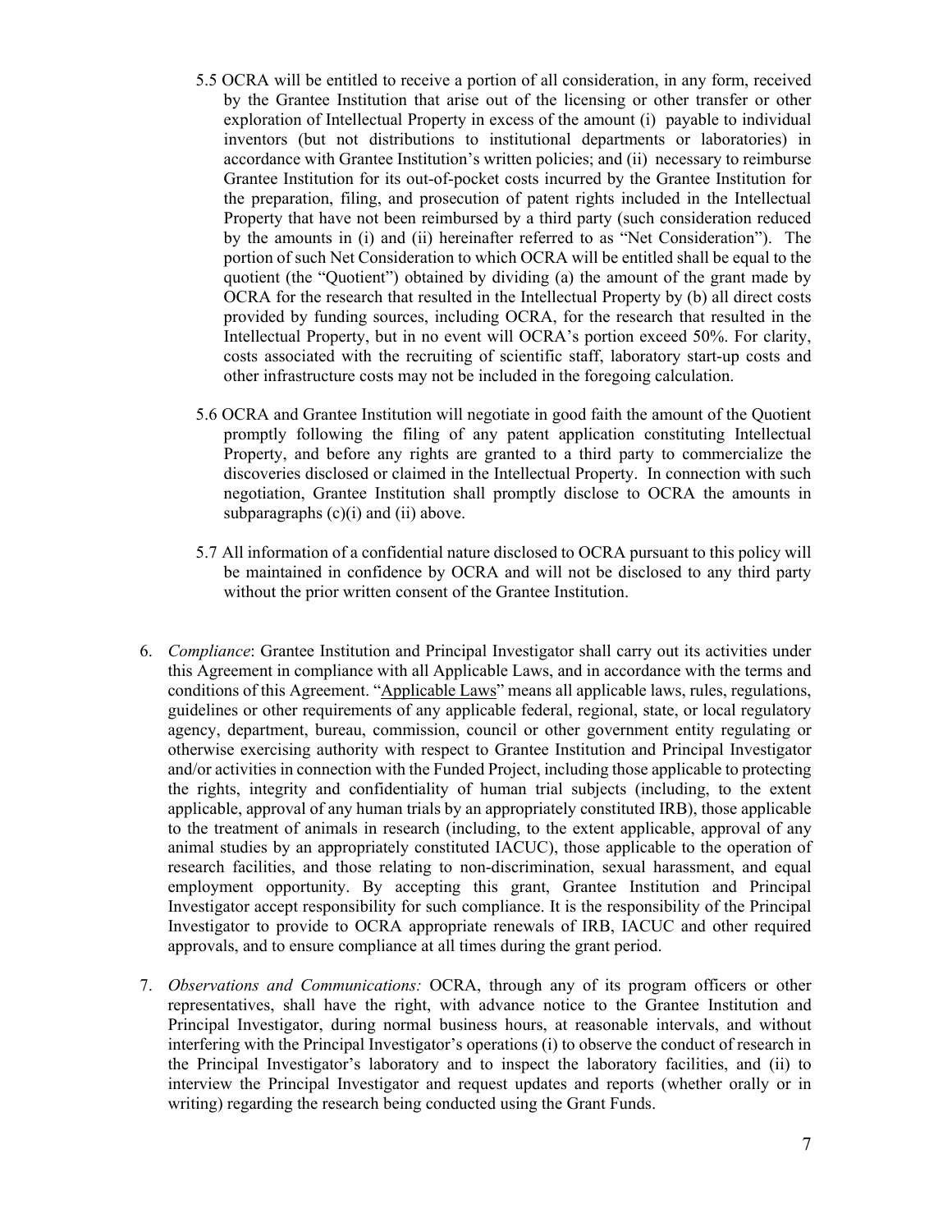5.5 OCRA will be entitled to receive a portion of all consideration, in any form, received by the Grantee Institution that arise out of the licensing or other transfer or other exploration of Intellectual Property in excess of the amount (i) payable to individual inventors (but not distributions to institutional departments or laboratories) in accordance with Grantee Institution's written policies; and (ii) necessary to reimburse Grantee Institution for its out-of-pocket costs incurred by the Grantee Institution for the preparation, filing, and prosecution of patent rights included in the Intellectual Property that have not been reimbursed by a third party (such consideration reduced by the amounts in (i) and (ii) hereinafter referred to as "Net Consideration"). The portion of such Net Consideration to which OCRA will be entitled shall be equal to the quotient (the "Quotient") obtained by dividing (a) the amount of the grant made by OCRA for the research that resulted in the Intellectual Property by (b) all direct costs provided by funding sources, including OCRA, for the research that resulted in the Intellectual Property, but in no event will OCRA's portion exceed 50%. For clarity, costs associated with the recruiting of scientific staff, laboratory start-up costs and other infrastructure costs may not be included in the foregoing calculation.

5.6 OCRA and Grantee Institution will negotiate in good faith the amount of the Quotient promptly following the filing of any patent application constituting Intellectual Property, and before any rights are granted to a third party to commercialize the discoveries disclosed or claimed in the Intellectual Property. In connection with such negotiation, Grantee Institution shall promptly disclose to OCRA the amounts in subparagraphs (c)(i) and (ii) above.

5.7 All information of a confidential nature disclosed to OCRA pursuant to this policy will be maintained in confidence by OCRA and will not be disclosed to any third party without the prior written consent of the Grantee Institution.

6. *Compliance*: Grantee Institution and Principal Investigator shall carry out its activities under this Agreement in compliance with all Applicable Laws, and in accordance with the terms and conditions of this Agreement. "Applicable Laws" means all applicable laws, rules, regulations, guidelines or other requirements of any applicable federal, regional, state, or local regulatory agency, department, bureau, commission, council or other government entity regulating or otherwise exercising authority with respect to Grantee Institution and Principal Investigator and/or activities in connection with the Funded Project, including those applicable to protecting the rights, integrity and confidentiality of human trial subjects (including, to the extent applicable, approval of any human trials by an appropriately constituted IRB), those applicable to the treatment of animals in research (including, to the extent applicable, approval of any animal studies by an appropriately constituted IACUC), those applicable to the operation of research facilities, and those relating to non-discrimination, sexual harassment, and equal employment opportunity. By accepting this grant, Grantee Institution and Principal Investigator accept responsibility for such compliance. It is the responsibility of the Principal Investigator to provide to OCRA appropriate renewals of IRB, IACUC and other required approvals, and to ensure compliance at all times during the grant period.

7. *Observations and Communications:* OCRA, through any of its program officers or other representatives, shall have the right, with advance notice to the Grantee Institution and Principal Investigator, during normal business hours, at reasonable intervals, and without interfering with the Principal Investigator's operations (i) to observe the conduct of research in the Principal Investigator's laboratory and to inspect the laboratory facilities, and (ii) to interview the Principal Investigator and request updates and reports (whether orally or in writing) regarding the research being conducted using the Grant Funds.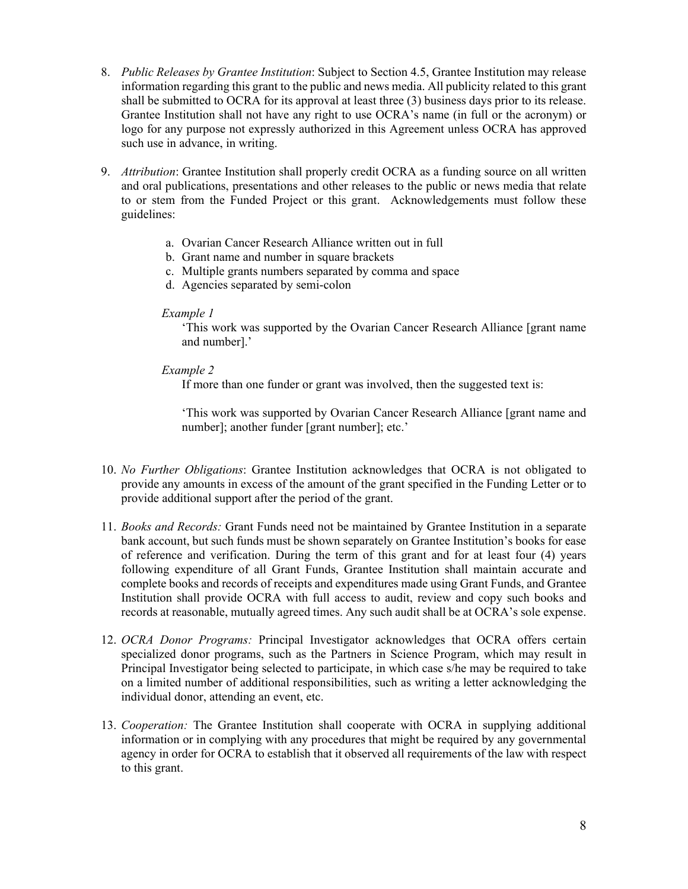8. *Public Releases by Grantee Institution*: Subject to Section 4.5, Grantee Institution may release information regarding this grant to the public and news media. All publicity related to this grant shall be submitted to OCRA for its approval at least three (3) business days prior to its release. Grantee Institution shall not have any right to use OCRA's name (in full or the acronym) or logo for any purpose not expressly authorized in this Agreement unless OCRA has approved such use in advance, in writing.

9. *Attribution*: Grantee Institution shall properly credit OCRA as a funding source on all written and oral publications, presentations and other releases to the public or news media that relate to or stem from the Funded Project or this grant. Acknowledgements must follow these guidelines:

   a. Ovarian Cancer Research Alliance written out in full
   b. Grant name and number in square brackets
   c. Multiple grants numbers separated by comma and space
   d. Agencies separated by semi-colon

   *Example 1*

   'This work was supported by the Ovarian Cancer Research Alliance [grant name and number].'

   *Example 2*

   If more than one funder or grant was involved, then the suggested text is:

   'This work was supported by Ovarian Cancer Research Alliance [grant name and number]; another funder [grant number]; etc.'

10. *No Further Obligations*: Grantee Institution acknowledges that OCRA is not obligated to provide any amounts in excess of the amount of the grant specified in the Funding Letter or to provide additional support after the period of the grant.

11. *Books and Records:* Grant Funds need not be maintained by Grantee Institution in a separate bank account, but such funds must be shown separately on Grantee Institution's books for ease of reference and verification. During the term of this grant and for at least four (4) years following expenditure of all Grant Funds, Grantee Institution shall maintain accurate and complete books and records of receipts and expenditures made using Grant Funds, and Grantee Institution shall provide OCRA with full access to audit, review and copy such books and records at reasonable, mutually agreed times. Any such audit shall be at OCRA's sole expense.

12. *OCRA Donor Programs:* Principal Investigator acknowledges that OCRA offers certain specialized donor programs, such as the Partners in Science Program, which may result in Principal Investigator being selected to participate, in which case s/he may be required to take on a limited number of additional responsibilities, such as writing a letter acknowledging the individual donor, attending an event, etc.

13. *Cooperation:* The Grantee Institution shall cooperate with OCRA in supplying additional information or in complying with any procedures that might be required by any governmental agency in order for OCRA to establish that it observed all requirements of the law with respect to this grant.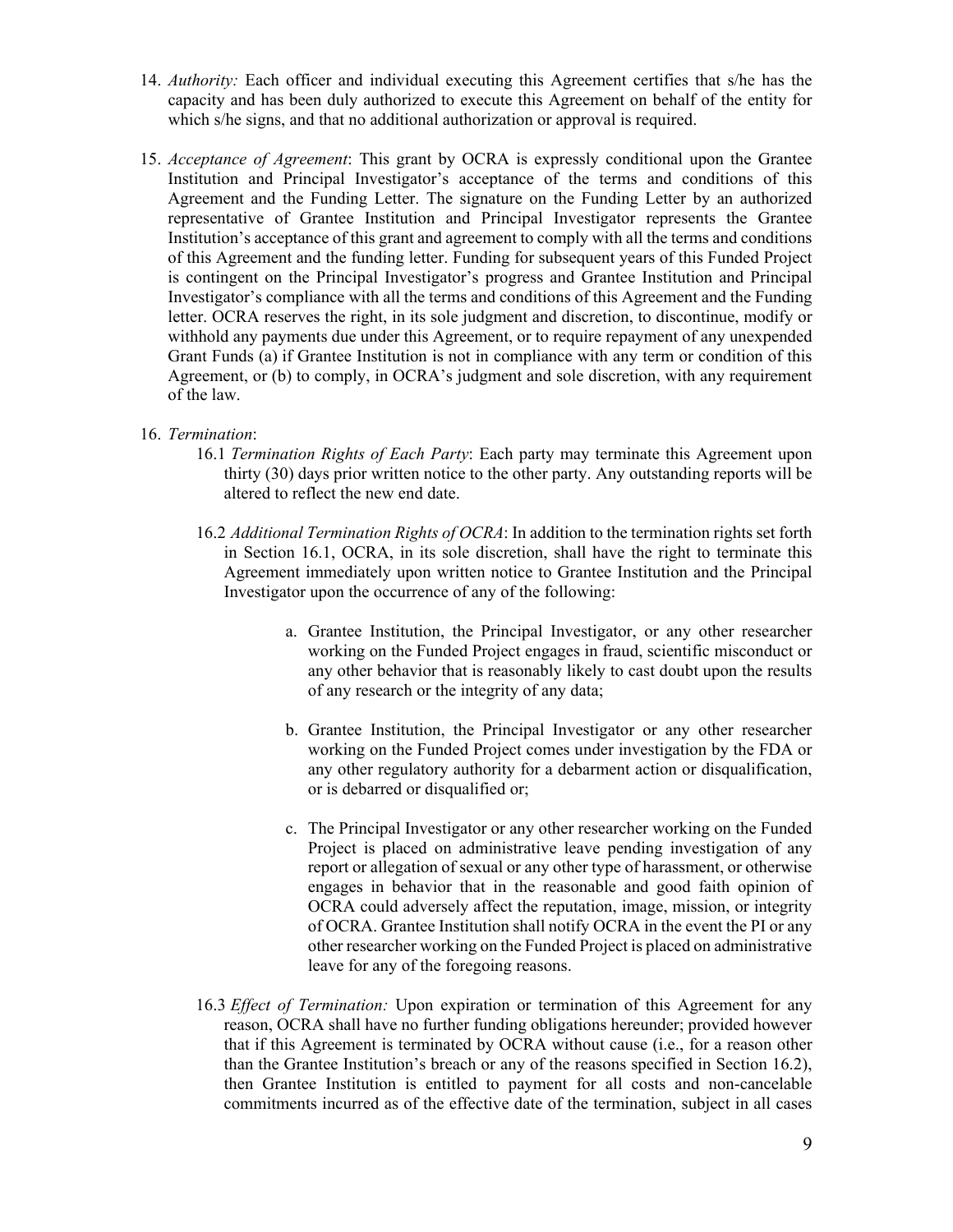14. *Authority:* Each officer and individual executing this Agreement certifies that s/he has the capacity and has been duly authorized to execute this Agreement on behalf of the entity for which s/he signs, and that no additional authorization or approval is required.

15. *Acceptance of Agreement*: This grant by OCRA is expressly conditional upon the Grantee Institution and Principal Investigator's acceptance of the terms and conditions of this Agreement and the Funding Letter. The signature on the Funding Letter by an authorized representative of Grantee Institution and Principal Investigator represents the Grantee Institution's acceptance of this grant and agreement to comply with all the terms and conditions of this Agreement and the funding letter. Funding for subsequent years of this Funded Project is contingent on the Principal Investigator's progress and Grantee Institution and Principal Investigator's compliance with all the terms and conditions of this Agreement and the Funding letter. OCRA reserves the right, in its sole judgment and discretion, to discontinue, modify or withhold any payments due under this Agreement, or to require repayment of any unexpended Grant Funds (a) if Grantee Institution is not in compliance with any term or condition of this Agreement, or (b) to comply, in OCRA's judgment and sole discretion, with any requirement of the law.

16. *Termination*:
    
    16.1 *Termination Rights of Each Party*: Each party may terminate this Agreement upon thirty (30) days prior written notice to the other party. Any outstanding reports will be altered to reflect the new end date.
    
    16.2 *Additional Termination Rights of OCRA*: In addition to the termination rights set forth in Section 16.1, OCRA, in its sole discretion, shall have the right to terminate this Agreement immediately upon written notice to Grantee Institution and the Principal Investigator upon the occurrence of any of the following:
    
    a. Grantee Institution, the Principal Investigator, or any other researcher working on the Funded Project engages in fraud, scientific misconduct or any other behavior that is reasonably likely to cast doubt upon the results of any research or the integrity of any data;
    
    b. Grantee Institution, the Principal Investigator or any other researcher working on the Funded Project comes under investigation by the FDA or any other regulatory authority for a debarment action or disqualification, or is debarred or disqualified or;
    
    c. The Principal Investigator or any other researcher working on the Funded Project is placed on administrative leave pending investigation of any report or allegation of sexual or any other type of harassment, or otherwise engages in behavior that in the reasonable and good faith opinion of OCRA could adversely affect the reputation, image, mission, or integrity of OCRA. Grantee Institution shall notify OCRA in the event the PI or any other researcher working on the Funded Project is placed on administrative leave for any of the foregoing reasons.
    
    16.3 *Effect of Termination:* Upon expiration or termination of this Agreement for any reason, OCRA shall have no further funding obligations hereunder; provided however that if this Agreement is terminated by OCRA without cause (i.e., for a reason other than the Grantee Institution's breach or any of the reasons specified in Section 16.2), then Grantee Institution is entitled to payment for all costs and non-cancelable commitments incurred as of the effective date of the termination, subject in all cases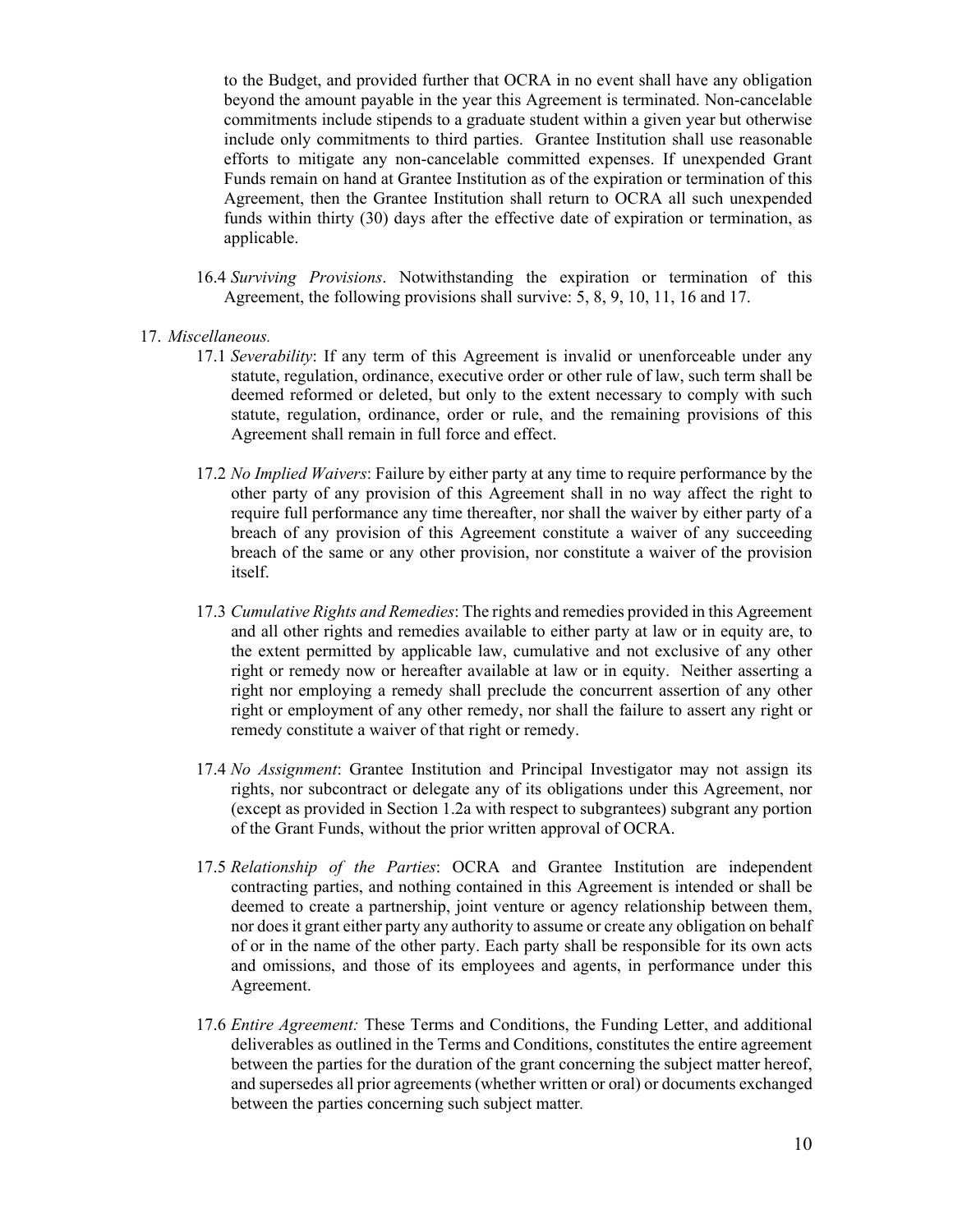to the Budget, and provided further that OCRA in no event shall have any obligation beyond the amount payable in the year this Agreement is terminated. Non-cancelable commitments include stipends to a graduate student within a given year but otherwise include only commitments to third parties. Grantee Institution shall use reasonable efforts to mitigate any non-cancelable committed expenses. If unexpended Grant Funds remain on hand at Grantee Institution as of the expiration or termination of this Agreement, then the Grantee Institution shall return to OCRA all such unexpended funds within thirty (30) days after the effective date of expiration or termination, as applicable.

16.4 *Surviving Provisions*. Notwithstanding the expiration or termination of this Agreement, the following provisions shall survive: 5, 8, 9, 10, 11, 16 and 17.

17. *Miscellaneous.*

17.1 *Severability*: If any term of this Agreement is invalid or unenforceable under any statute, regulation, ordinance, executive order or other rule of law, such term shall be deemed reformed or deleted, but only to the extent necessary to comply with such statute, regulation, ordinance, order or rule, and the remaining provisions of this Agreement shall remain in full force and effect.

17.2 *No Implied Waivers*: Failure by either party at any time to require performance by the other party of any provision of this Agreement shall in no way affect the right to require full performance any time thereafter, nor shall the waiver by either party of a breach of any provision of this Agreement constitute a waiver of any succeeding breach of the same or any other provision, nor constitute a waiver of the provision itself.

17.3 *Cumulative Rights and Remedies*: The rights and remedies provided in this Agreement and all other rights and remedies available to either party at law or in equity are, to the extent permitted by applicable law, cumulative and not exclusive of any other right or remedy now or hereafter available at law or in equity. Neither asserting a right nor employing a remedy shall preclude the concurrent assertion of any other right or employment of any other remedy, nor shall the failure to assert any right or remedy constitute a waiver of that right or remedy.

17.4 *No Assignment*: Grantee Institution and Principal Investigator may not assign its rights, nor subcontract or delegate any of its obligations under this Agreement, nor (except as provided in Section 1.2a with respect to subgrantees) subgrant any portion of the Grant Funds, without the prior written approval of OCRA.

17.5 *Relationship of the Parties*: OCRA and Grantee Institution are independent contracting parties, and nothing contained in this Agreement is intended or shall be deemed to create a partnership, joint venture or agency relationship between them, nor does it grant either party any authority to assume or create any obligation on behalf of or in the name of the other party. Each party shall be responsible for its own acts and omissions, and those of its employees and agents, in performance under this Agreement.

17.6 *Entire Agreement:* These Terms and Conditions, the Funding Letter, and additional deliverables as outlined in the Terms and Conditions, constitutes the entire agreement between the parties for the duration of the grant concerning the subject matter hereof, and supersedes all prior agreements (whether written or oral) or documents exchanged between the parties concerning such subject matter.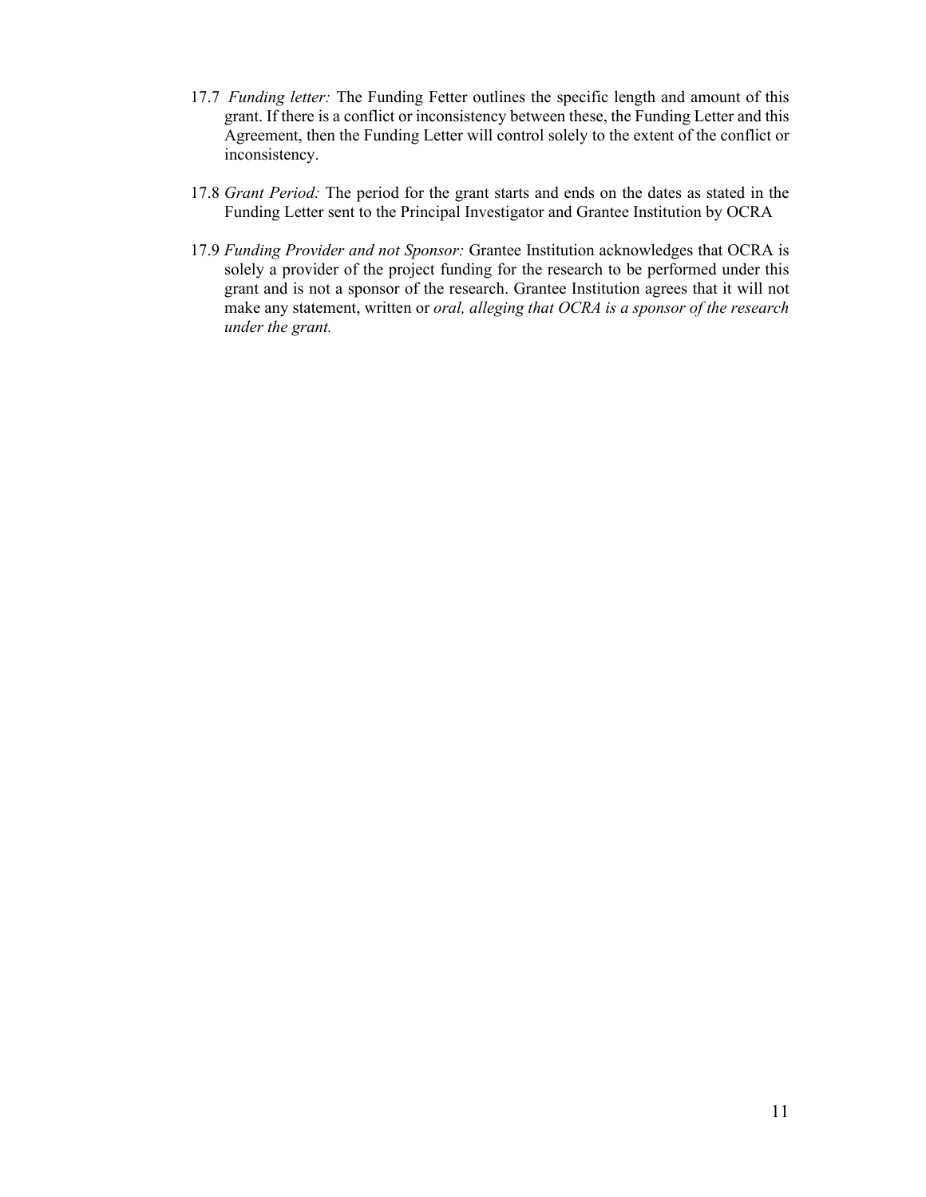17.7 *Funding letter:* The Funding Fetter outlines the specific length and amount of this grant. If there is a conflict or inconsistency between these, the Funding Letter and this Agreement, then the Funding Letter will control solely to the extent of the conflict or inconsistency.

17.8 *Grant Period:* The period for the grant starts and ends on the dates as stated in the Funding Letter sent to the Principal Investigator and Grantee Institution by OCRA

17.9 *Funding Provider and not Sponsor:* Grantee Institution acknowledges that OCRA is solely a provider of the project funding for the research to be performed under this grant and is not a sponsor of the research. Grantee Institution agrees that it will not make any statement, written or *oral, alleging that OCRA is a sponsor of the research under the grant.*